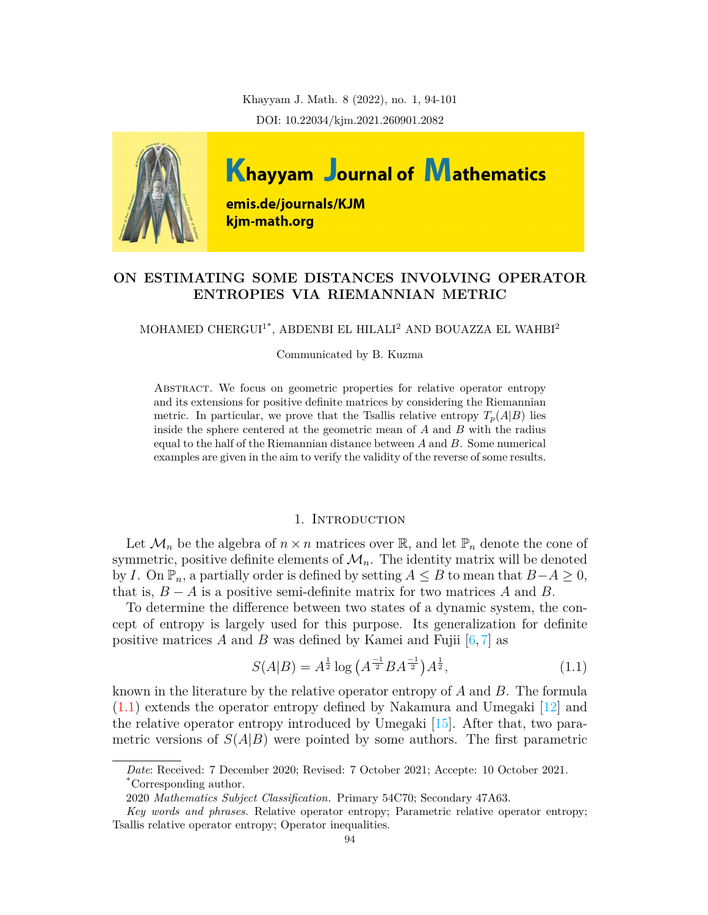# ON ESTIMATING SOME DISTANCES INVOLVING OPERATOR ENTROPIES VIA RIEMANNIAN METRIC

MOHAMED CHERGUI[1*], ABDENBI EL HILALI[2] AND BOUAZZA EL WAHBI[2]

Communicated by B. Kuzma

Abstract. We focus on geometric properties for relative operator entropy and its extensions for positive definite matrices by considering the Riemannian metric. In particular, we prove that the Tsallis relative entropy $T_p(A|B)$ lies inside the sphere centered at the geometric mean of $A$ and $B$ with the radius equal to the half of the Riemannian distance between $A$ and $B$. Some numerical examples are given in the aim to verify the validity of the reverse of some results.

## 1. Introduction

Let $\mathcal{M}_n$ be the algebra of $n \times n$ matrices over $\mathbb{R}$, and let $\mathbb{P}_n$ denote the cone of symmetric, positive definite elements of $\mathcal{M}_n$. The identity matrix will be denoted by $I$. On $\mathbb{P}_n$, a partially order is defined by setting $A \leq B$ to mean that $B - A \geq 0$, that is, $B - A$ is a positive semi-definite matrix for two matrices $A$ and $B$.

To determine the difference between two states of a dynamic system, the concept of entropy is largely used for this purpose. Its generalization for definite positive matrices $A$ and $B$ was defined by Kamei and Fujii [6,7] as

$$S(A|B) = A^{\frac{1}{2}} \log\left(A^{\frac{-1}{2}} B A^{\frac{-1}{2}}\right) A^{\frac{1}{2}}, \tag{1.1}$$

known in the literature by the relative operator entropy of $A$ and $B$. The formula (1.1) extends the operator entropy defined by Nakamura and Umegaki [12] and the relative operator entropy introduced by Umegaki [15]. After that, two parametric versions of $S(A|B)$ were pointed by some authors. The first parametric

---

*Date*: Received: 7 December 2020; Revised: 7 October 2021; Accepte: 10 October 2021.

*Corresponding author.

2020 *Mathematics Subject Classification.* Primary 54C70; Secondary 47A63.

*Key words and phrases.* Relative operator entropy; Parametric relative operator entropy; Tsallis relative operator entropy; Operator inequalities.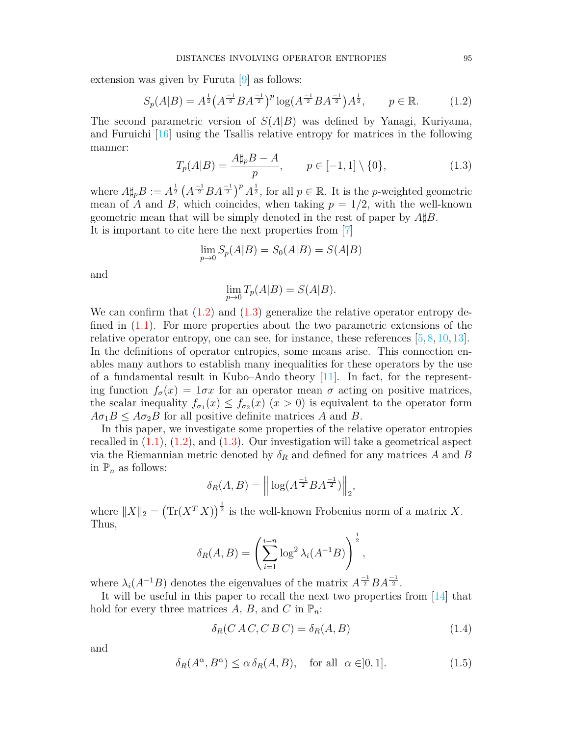extension was given by Furuta [9] as follows:

$$S_p(A|B) = A^{\frac{1}{2}}\big(A^{\frac{-1}{2}}BA^{\frac{-1}{2}}\big)^p \log\big(A^{\frac{-1}{2}}BA^{\frac{-1}{2}}\big)A^{\frac{1}{2}}, \qquad p \in \mathbb{R}. \tag{1.2}$$

The second parametric version of $S(A|B)$ was defined by Yanagi, Kuriyama, and Furuichi [16] using the Tsallis relative entropy for matrices in the following manner:

$$T_p(A|B) = \frac{A\sharp_p B - A}{p}, \qquad p \in [-1,1]\setminus\{0\}, \tag{1.3}$$

where $A\sharp_p B := A^{\frac{1}{2}}\left(A^{\frac{-1}{2}}BA^{\frac{-1}{2}}\right)^p A^{\frac{1}{2}}$, for all $p \in \mathbb{R}$. It is the $p$-weighted geometric mean of $A$ and $B$, which coincides, when taking $p = 1/2$, with the well-known geometric mean that will be simply denoted in the rest of paper by $A\sharp B$.
It is important to cite here the next properties from [7]

$$\lim_{p\to 0} S_p(A|B) = S_0(A|B) = S(A|B)$$

and

$$\lim_{p\to 0} T_p(A|B) = S(A|B).$$

We can confirm that (1.2) and (1.3) generalize the relative operator entropy defined in (1.1). For more properties about the two parametric extensions of the relative operator entropy, one can see, for instance, these references [5, 8, 10, 13]. In the definitions of operator entropies, some means arise. This connection enables many authors to establish many inequalities for these operators by the use of a fundamental result in Kubo–Ando theory [11]. In fact, for the representing function $f_\sigma(x) = 1\sigma x$ for an operator mean $\sigma$ acting on positive matrices, the scalar inequality $f_{\sigma_1}(x) \leq f_{\sigma_2}(x)$ $(x > 0)$ is equivalent to the operator form $A\sigma_1 B \leq A\sigma_2 B$ for all positive definite matrices $A$ and $B$.

In this paper, we investigate some properties of the relative operator entropies recalled in (1.1), (1.2), and (1.3). Our investigation will take a geometrical aspect via the Riemannian metric denoted by $\delta_R$ and defined for any matrices $A$ and $B$ in $\mathbb{P}_n$ as follows:

$$\delta_R(A,B) = \Big\| \log(A^{\frac{-1}{2}}BA^{\frac{-1}{2}}) \Big\|_2,$$

where $\|X\|_2 = \big(\mathrm{Tr}(X^T X)\big)^{\frac{1}{2}}$ is the well-known Frobenius norm of a matrix $X$.
Thus,

$$\delta_R(A,B) = \left(\sum_{i=1}^{i=n} \log^2 \lambda_i(A^{-1}B)\right)^{\frac{1}{2}},$$

where $\lambda_i(A^{-1}B)$ denotes the eigenvalues of the matrix $A^{\frac{-1}{2}}BA^{\frac{-1}{2}}$.

It will be useful in this paper to recall the next two properties from [14] that hold for every three matrices $A$, $B$, and $C$ in $\mathbb{P}_n$:

$$\delta_R(C\,A\,C, C\,B\,C) = \delta_R(A,B) \tag{1.4}$$

and

$$\delta_R(A^\alpha, B^\alpha) \leq \alpha\, \delta_R(A,B), \quad \text{for all } \ \alpha \in ]0,1]. \tag{1.5}$$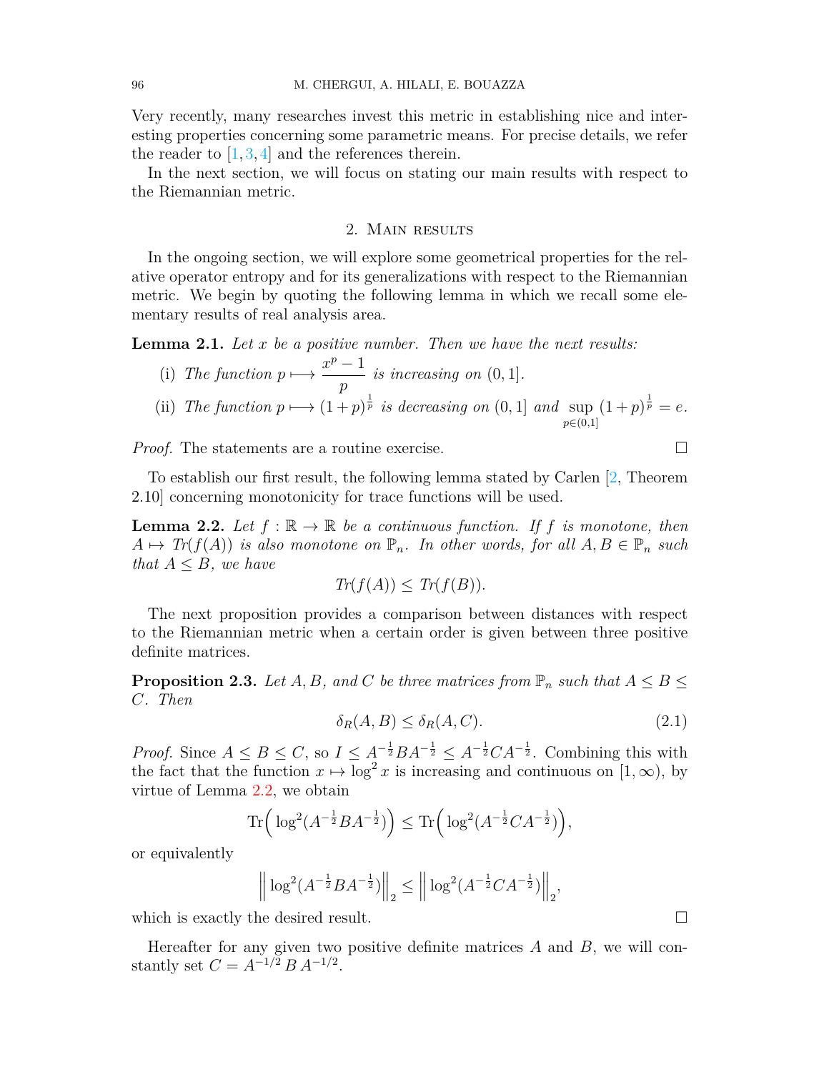Very recently, many researches invest this metric in establishing nice and interesting properties concerning some parametric means. For precise details, we refer the reader to [1, 3, 4] and the references therein.

In the next section, we will focus on stating our main results with respect to the Riemannian metric.

## 2. Main results

In the ongoing section, we will explore some geometrical properties for the relative operator entropy and for its generalizations with respect to the Riemannian metric. We begin by quoting the following lemma in which we recall some elementary results of real analysis area.

**Lemma 2.1.** *Let $x$ be a positive number. Then we have the next results:*

(i) *The function $p \longmapsto \dfrac{x^p - 1}{p}$ is increasing on $(0, 1]$.*

(ii) *The function $p \longmapsto (1 + p)^{\frac{1}{p}}$ is decreasing on $(0, 1]$ and $\sup\limits_{p\in(0,1]} (1 + p)^{\frac{1}{p}} = e$.*

*Proof.* The statements are a routine exercise. □

To establish our first result, the following lemma stated by Carlen [2, Theorem 2.10] concerning monotonicity for trace functions will be used.

**Lemma 2.2.** *Let $f : \mathbb{R} \to \mathbb{R}$ be a continuous function. If $f$ is monotone, then $A \mapsto Tr(f(A))$ is also monotone on $\mathbb{P}_n$. In other words, for all $A, B \in \mathbb{P}_n$ such that $A \leq B$, we have*

$$Tr(f(A)) \leq Tr(f(B)).$$

The next proposition provides a comparison between distances with respect to the Riemannian metric when a certain order is given between three positive definite matrices.

**Proposition 2.3.** *Let $A, B$, and $C$ be three matrices from $\mathbb{P}_n$ such that $A \leq B \leq C$. Then*

$$\delta_R(A, B) \leq \delta_R(A, C). \tag{2.1}$$

*Proof.* Since $A \leq B \leq C$, so $I \leq A^{-\frac{1}{2}} B A^{-\frac{1}{2}} \leq A^{-\frac{1}{2}} C A^{-\frac{1}{2}}$. Combining this with the fact that the function $x \mapsto \log^2 x$ is increasing and continuous on $[1, \infty)$, by virtue of Lemma 2.2, we obtain

$$\mathrm{Tr}\Big(\log^2(A^{-\frac{1}{2}} B A^{-\frac{1}{2}})\Big) \leq \mathrm{Tr}\Big(\log^2(A^{-\frac{1}{2}} C A^{-\frac{1}{2}})\Big),$$

or equivalently

$$\Big\| \log^2(A^{-\frac{1}{2}} B A^{-\frac{1}{2}}) \Big\|_2 \leq \Big\| \log^2(A^{-\frac{1}{2}} C A^{-\frac{1}{2}}) \Big\|_2,$$

which is exactly the desired result. □

Hereafter for any given two positive definite matrices $A$ and $B$, we will constantly set $C = A^{-1/2}\, B\, A^{-1/2}$.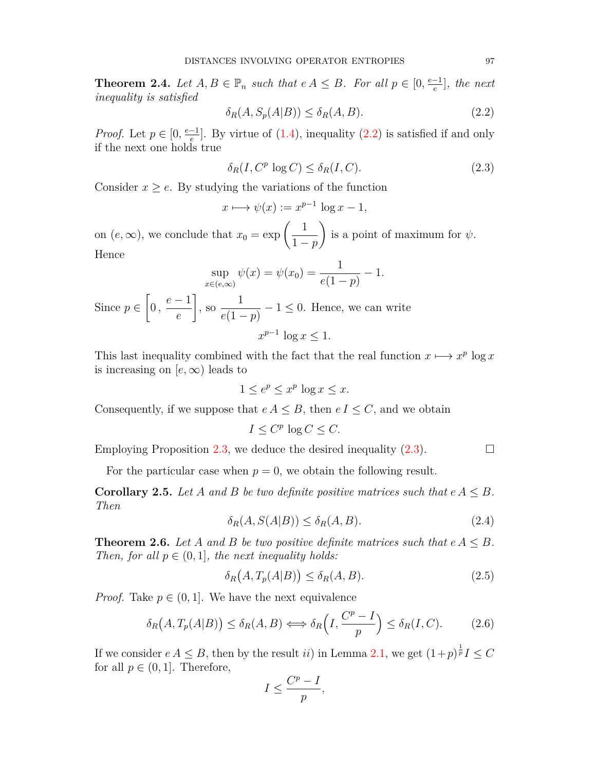**Theorem 2.4.** *Let $A, B \in \mathbb{P}_n$ such that $e\,A \leq B$. For all $p \in [0, \frac{e-1}{e}]$, the next inequality is satisfied*

$$\delta_R(A, S_p(A|B)) \leq \delta_R(A, B). \tag{2.2}$$

*Proof.* Let $p \in [0, \frac{e-1}{e}]$. By virtue of (1.4), inequality (2.2) is satisfied if and only if the next one holds true

$$\delta_R(I, C^p \log C) \leq \delta_R(I, C). \tag{2.3}$$

Consider $x \geq e$. By studying the variations of the function

$$x \longmapsto \psi(x) := x^{p-1} \log x - 1,$$

on $(e, \infty)$, we conclude that $x_0 = \exp\left(\dfrac{1}{1-p}\right)$ is a point of maximum for $\psi$. Hence

$$\sup_{x \in (e,\infty)} \psi(x) = \psi(x_0) = \frac{1}{e(1-p)} - 1.$$

Since $p \in \left[0\,,\, \dfrac{e-1}{e}\right]$, so $\dfrac{1}{e(1-p)} - 1 \leq 0$. Hence, we can write

$$x^{p-1} \log x \leq 1.$$

This last inequality combined with the fact that the real function $x \longmapsto x^p \log x$ is increasing on $[e, \infty)$ leads to

$$1 \leq e^p \leq x^p \log x \leq x.$$

Consequently, if we suppose that $e\,A \leq B$, then $e\,I \leq C$, and we obtain

$$I \leq C^p \log C \leq C.$$

Employing Proposition 2.3, we deduce the desired inequality (2.3). $\square$

For the particular case when $p = 0$, we obtain the following result.

**Corollary 2.5.** *Let $A$ and $B$ be two definite positive matrices such that $e\,A \leq B$. Then*

$$\delta_R(A, S(A|B)) \leq \delta_R(A, B). \tag{2.4}$$

**Theorem 2.6.** *Let $A$ and $B$ be two positive definite matrices such that $e\,A \leq B$. Then, for all $p \in (0, 1]$, the next inequality holds:*

$$\delta_R\big(A, T_p(A|B)\big) \leq \delta_R(A, B). \tag{2.5}$$

*Proof.* Take $p \in (0, 1]$. We have the next equivalence

$$\delta_R\big(A, T_p(A|B)\big) \leq \delta_R(A, B) \Longleftrightarrow \delta_R\Big(I, \frac{C^p - I}{p}\Big) \leq \delta_R(I, C). \tag{2.6}$$

If we consider $e\,A \leq B$, then by the result *ii*) in Lemma 2.1, we get $(1+p)^{\frac{1}{p}} I \leq C$ for all $p \in (0, 1]$. Therefore,

$$I \leq \frac{C^p - I}{p},$$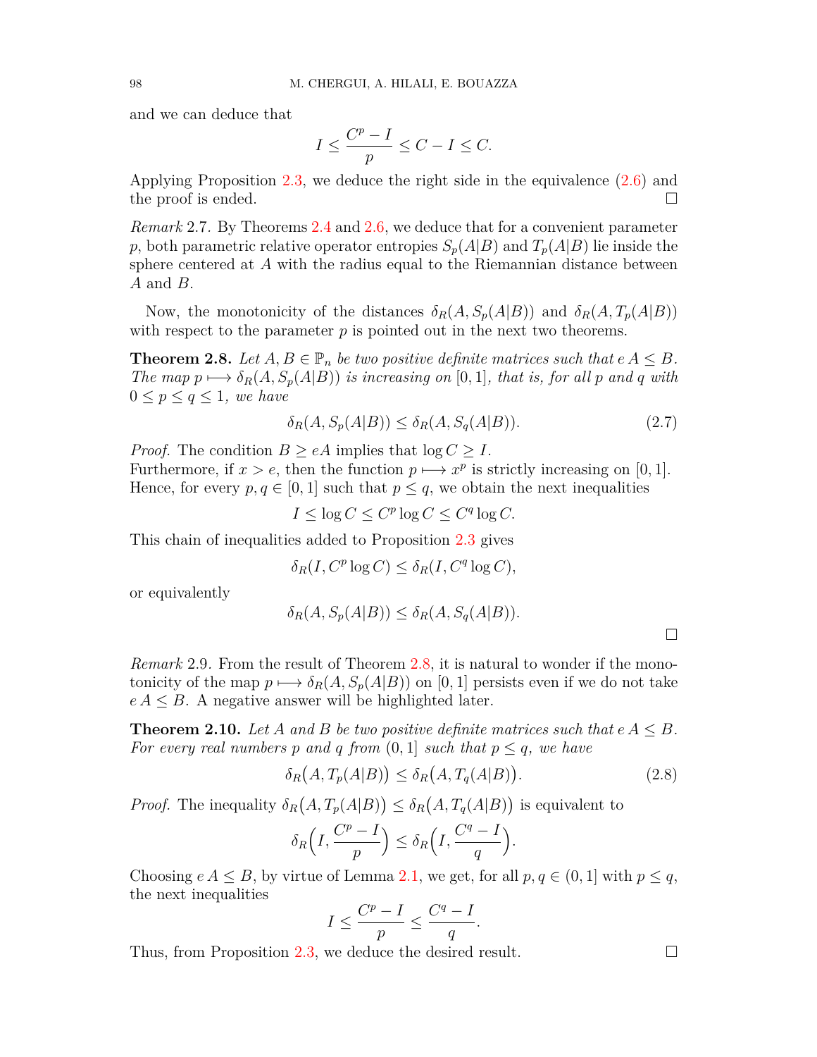and we can deduce that

$$I \leq \frac{C^p - I}{p} \leq C - I \leq C.$$

Applying Proposition 2.3, we deduce the right side in the equivalence (2.6) and the proof is ended. $\square$

*Remark* 2.7. By Theorems 2.4 and 2.6, we deduce that for a convenient parameter $p$, both parametric relative operator entropies $S_p(A|B)$ and $T_p(A|B)$ lie inside the sphere centered at $A$ with the radius equal to the Riemannian distance between $A$ and $B$.

Now, the monotonicity of the distances $\delta_R(A, S_p(A|B))$ and $\delta_R(A, T_p(A|B))$ with respect to the parameter $p$ is pointed out in the next two theorems.

**Theorem 2.8.** *Let $A, B \in \mathbb{P}_n$ be two positive definite matrices such that $e\,A \leq B$. The map $p \longmapsto \delta_R(A, S_p(A|B))$ is increasing on $[0, 1]$, that is, for all $p$ and $q$ with $0 \leq p \leq q \leq 1$, we have*

$$\delta_R(A, S_p(A|B)) \leq \delta_R(A, S_q(A|B)). \tag{2.7}$$

*Proof.* The condition $B \geq eA$ implies that $\log C \geq I$.
Furthermore, if $x > e$, then the function $p \longmapsto x^p$ is strictly increasing on $[0, 1]$. Hence, for every $p, q \in [0, 1]$ such that $p \leq q$, we obtain the next inequalities

$$I \leq \log C \leq C^p \log C \leq C^q \log C.$$

This chain of inequalities added to Proposition 2.3 gives

$$\delta_R(I, C^p \log C) \leq \delta_R(I, C^q \log C),$$

or equivalently

$$\delta_R(A, S_p(A|B)) \leq \delta_R(A, S_q(A|B)).$$

$\square$

*Remark* 2.9. From the result of Theorem 2.8, it is natural to wonder if the monotonicity of the map $p \longmapsto \delta_R(A, S_p(A|B))$ on $[0, 1]$ persists even if we do not take $e\,A \leq B$. A negative answer will be highlighted later.

**Theorem 2.10.** *Let $A$ and $B$ be two positive definite matrices such that $e\,A \leq B$. For every real numbers $p$ and $q$ from $(0, 1]$ such that $p \leq q$, we have*

$$\delta_R\big(A, T_p(A|B)\big) \leq \delta_R\big(A, T_q(A|B)\big). \tag{2.8}$$

*Proof.* The inequality $\delta_R\big(A, T_p(A|B)\big) \leq \delta_R\big(A, T_q(A|B)\big)$ is equivalent to

$$\delta_R\Big(I, \frac{C^p - I}{p}\Big) \leq \delta_R\Big(I, \frac{C^q - I}{q}\Big).$$

Choosing $e\,A \leq B$, by virtue of Lemma 2.1, we get, for all $p, q \in (0, 1]$ with $p \leq q$, the next inequalities

$$I \leq \frac{C^p - I}{p} \leq \frac{C^q - I}{q}.$$

Thus, from Proposition 2.3, we deduce the desired result. $\square$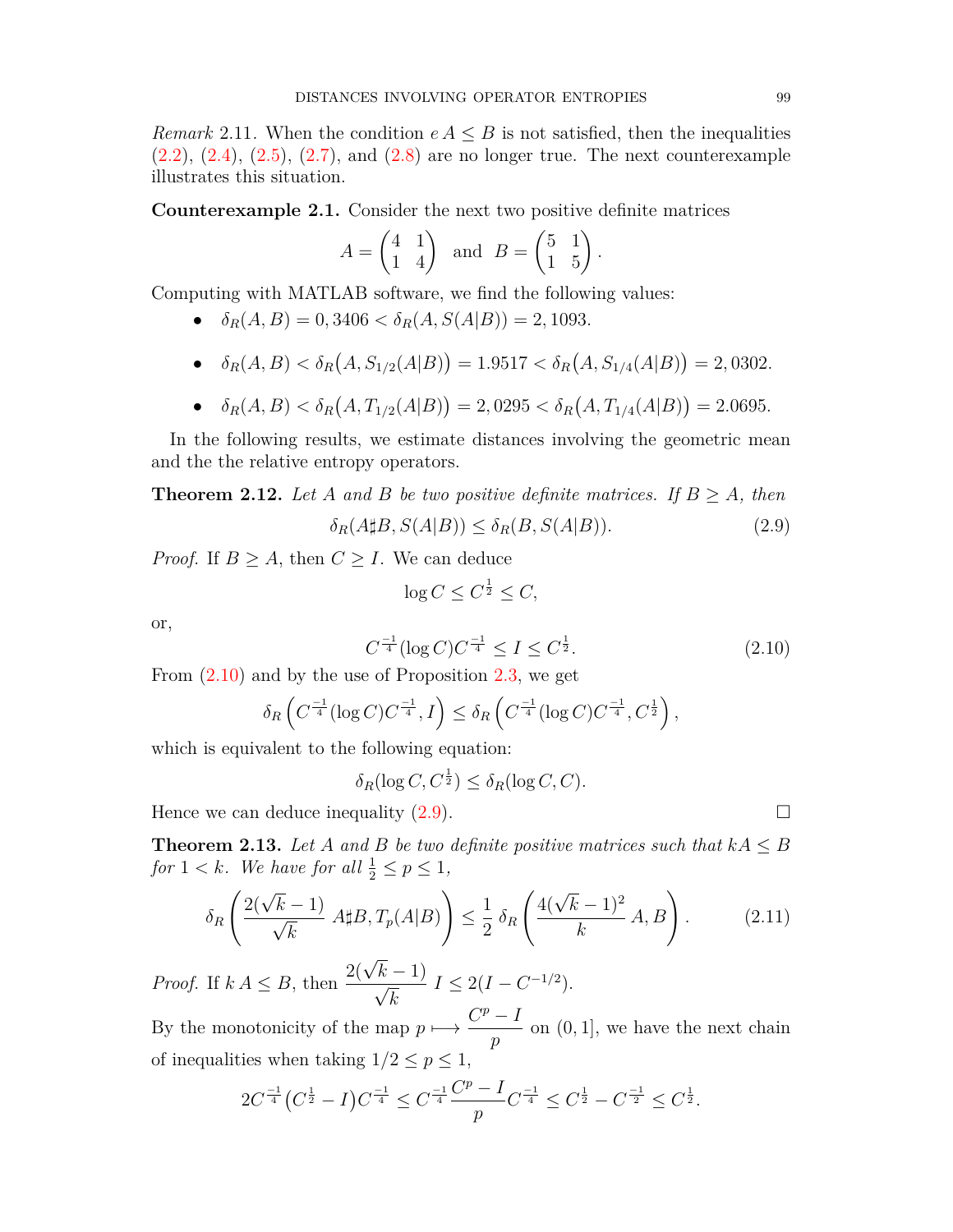*Remark* 2.11. When the condition $e\,A \leq B$ is not satisfied, then the inequalities (2.2), (2.4), (2.5), (2.7), and (2.8) are no longer true. The next counterexample illustrates this situation.

**Counterexample 2.1.** Consider the next two positive definite matrices

$$A = \begin{pmatrix} 4 & 1 \\ 1 & 4 \end{pmatrix} \text{ and } B = \begin{pmatrix} 5 & 1 \\ 1 & 5 \end{pmatrix}.$$

Computing with MATLAB software, we find the following values:

- $\delta_R(A, B) = 0,3406 < \delta_R(A, S(A|B)) = 2,1093.$
- $\delta_R(A, B) < \delta_R\big(A, S_{1/2}(A|B)\big) = 1.9517 < \delta_R\big(A, S_{1/4}(A|B)\big) = 2,0302.$
- $\delta_R(A, B) < \delta_R\big(A, T_{1/2}(A|B)\big) = 2,0295 < \delta_R\big(A, T_{1/4}(A|B)\big) = 2.0695.$

In the following results, we estimate distances involving the geometric mean and the the relative entropy operators.

**Theorem 2.12.** *Let $A$ and $B$ be two positive definite matrices. If $B \geq A$, then*

$$\delta_R(A\sharp B, S(A|B)) \leq \delta_R(B, S(A|B)). \tag{2.9}$$

*Proof.* If $B \geq A$, then $C \geq I$. We can deduce

$$\log C \leq C^{\frac{1}{2}} \leq C,$$

or,

$$C^{\frac{-1}{4}}(\log C)C^{\frac{-1}{4}} \leq I \leq C^{\frac{1}{2}}. \tag{2.10}$$

From (2.10) and by the use of Proposition 2.3, we get

$$\delta_R\left(C^{\frac{-1}{4}}(\log C)C^{\frac{-1}{4}}, I\right) \leq \delta_R\left(C^{\frac{-1}{4}}(\log C)C^{\frac{-1}{4}}, C^{\frac{1}{2}}\right),$$

which is equivalent to the following equation:

$$\delta_R(\log C, C^{\frac{1}{2}}) \leq \delta_R(\log C, C).$$

Hence we can deduce inequality (2.9). □

**Theorem 2.13.** *Let $A$ and $B$ be two definite positive matrices such that $kA \leq B$ for $1 < k$. We have for all $\frac{1}{2} \leq p \leq 1$,*

$$\delta_R\left(\frac{2(\sqrt{k}-1)}{\sqrt{k}}\, A\sharp B, T_p(A|B)\right) \leq \frac{1}{2}\,\delta_R\left(\frac{4(\sqrt{k}-1)^2}{k}\, A, B\right). \tag{2.11}$$

*Proof.* If $k\,A \leq B$, then $\dfrac{2(\sqrt{k}-1)}{\sqrt{k}}\, I \leq 2(I - C^{-1/2})$.

By the monotonicity of the map $p \longmapsto \dfrac{C^p - I}{p}$ on $(0, 1]$, we have the next chain of inequalities when taking $1/2 \leq p \leq 1$,

$$2C^{\frac{-1}{4}}\big(C^{\frac{1}{2}} - I\big)C^{\frac{-1}{4}} \leq C^{\frac{-1}{4}}\frac{C^p - I}{p}C^{\frac{-1}{4}} \leq C^{\frac{1}{2}} - C^{\frac{-1}{2}} \leq C^{\frac{1}{2}}.$$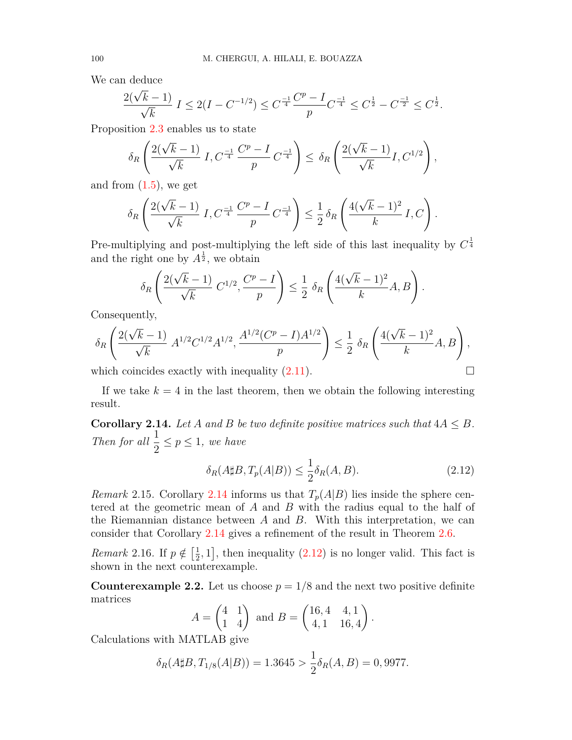We can deduce

$$\frac{2(\sqrt{k}-1)}{\sqrt{k}}\, I \leq 2(I - C^{-1/2}) \leq C^{\frac{-1}{4}} \frac{C^p - I}{p} C^{\frac{-1}{4}} \leq C^{\frac{1}{2}} - C^{\frac{-1}{2}} \leq C^{\frac{1}{2}}.$$

Proposition 2.3 enables us to state

$$\delta_R\left(\frac{2(\sqrt{k}-1)}{\sqrt{k}}\, I, C^{\frac{-1}{4}}\, \frac{C^p - I}{p}\, C^{\frac{-1}{4}}\right) \leq\, \delta_R\left(\frac{2(\sqrt{k}-1)}{\sqrt{k}} I, C^{1/2}\right),$$

and from (1.5), we get

$$\delta_R\left(\frac{2(\sqrt{k}-1)}{\sqrt{k}}\, I, C^{\frac{-1}{4}}\, \frac{C^p - I}{p}\, C^{\frac{-1}{4}}\right) \leq \frac{1}{2}\, \delta_R\left(\frac{4(\sqrt{k}-1)^2}{k}\, I, C\right).$$

Pre-multiplying and post-multiplying the left side of this last inequality by $C^{\frac{1}{4}}$ and the right one by $A^{\frac{1}{2}}$, we obtain

$$\delta_R\left(\frac{2(\sqrt{k}-1)}{\sqrt{k}}\, C^{1/2}, \frac{C^p - I}{p}\right) \leq \frac{1}{2}\, \delta_R\left(\frac{4(\sqrt{k}-1)^2}{k} A, B\right).$$

Consequently,

$$\delta_R\left(\frac{2(\sqrt{k}-1)}{\sqrt{k}}\, A^{1/2}C^{1/2}A^{1/2}, \frac{A^{1/2}(C^p - I)A^{1/2}}{p}\right) \leq \frac{1}{2}\, \delta_R\left(\frac{4(\sqrt{k}-1)^2}{k} A, B\right),$$

which coincides exactly with inequality (2.11). $\square$

If we take $k = 4$ in the last theorem, then we obtain the following interesting result.

**Corollary 2.14.** *Let $A$ and $B$ be two definite positive matrices such that $4A \leq B$. Then for all $\frac{1}{2} \leq p \leq 1$, we have*

$$\delta_R(A\sharp B, T_p(A|B)) \leq \frac{1}{2}\delta_R(A, B). \tag{2.12}$$

*Remark* 2.15. Corollary 2.14 informs us that $T_p(A|B)$ lies inside the sphere centered at the geometric mean of $A$ and $B$ with the radius equal to the half of the Riemannian distance between $A$ and $B$. With this interpretation, we can consider that Corollary 2.14 gives a refinement of the result in Theorem 2.6.

*Remark* 2.16. If $p \notin \left[\frac{1}{2}, 1\right]$, then inequality (2.12) is no longer valid. This fact is shown in the next counterexample.

**Counterexample 2.2.** Let us choose $p = 1/8$ and the next two positive definite matrices

$$A = \begin{pmatrix} 4 & 1 \\ 1 & 4 \end{pmatrix} \text{ and } B = \begin{pmatrix} 16,4 & 4,1 \\ 4,1 & 16,4 \end{pmatrix}.$$

Calculations with MATLAB give

$$\delta_R(A\sharp B, T_{1/8}(A|B)) = 1.3645 > \frac{1}{2}\delta_R(A, B) = 0,9977.$$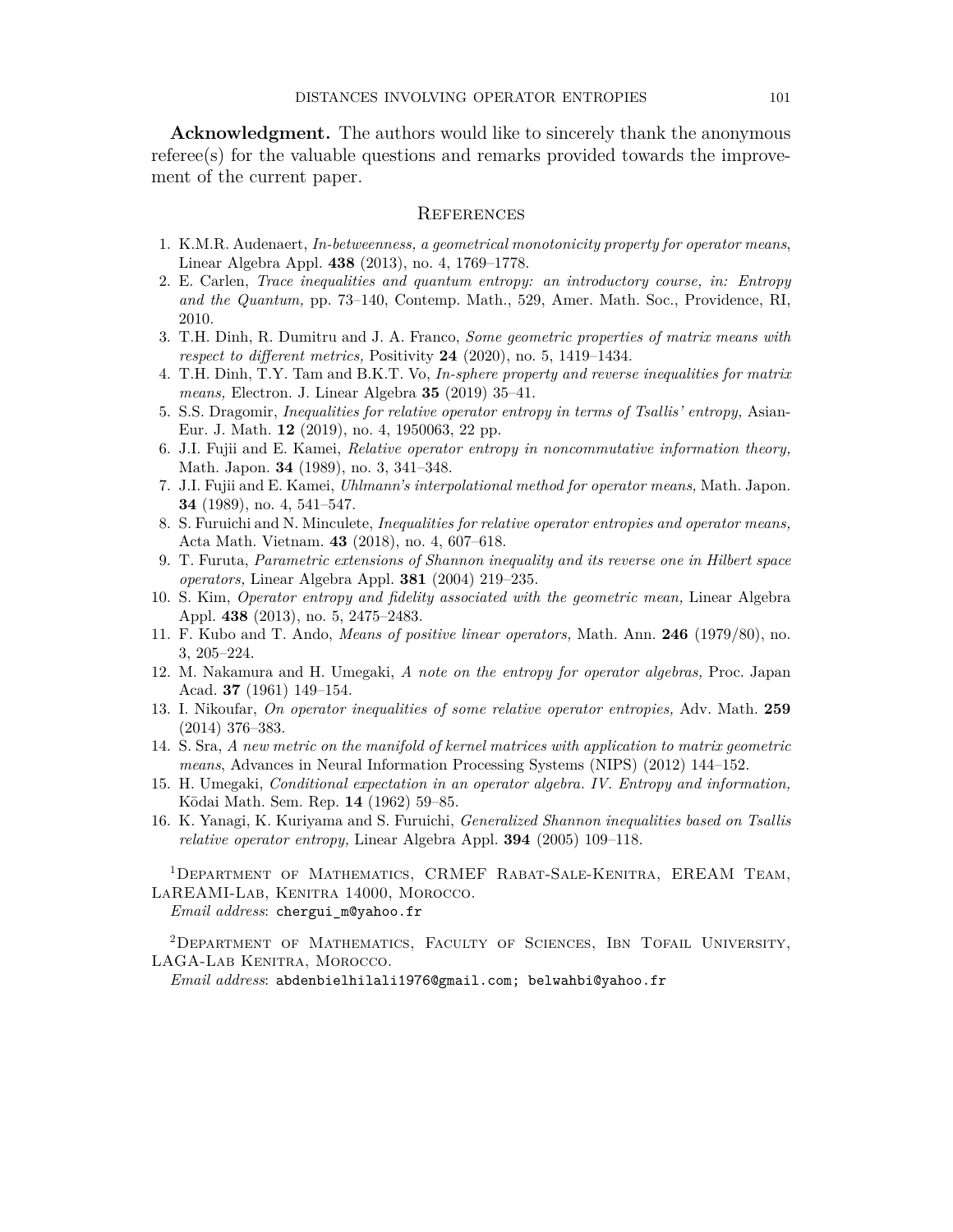**Acknowledgment.** The authors would like to sincerely thank the anonymous referee(s) for the valuable questions and remarks provided towards the improvement of the current paper.

## References

1. K.M.R. Audenaert, *In-betweenness, a geometrical monotonicity property for operator means*, Linear Algebra Appl. **438** (2013), no. 4, 1769–1778.
2. E. Carlen, *Trace inequalities and quantum entropy: an introductory course, in: Entropy and the Quantum,* pp. 73–140, Contemp. Math., 529, Amer. Math. Soc., Providence, RI, 2010.
3. T.H. Dinh, R. Dumitru and J. A. Franco, *Some geometric properties of matrix means with respect to different metrics,* Positivity **24** (2020), no. 5, 1419–1434.
4. T.H. Dinh, T.Y. Tam and B.K.T. Vo, *In-sphere property and reverse inequalities for matrix means,* Electron. J. Linear Algebra **35** (2019) 35–41.
5. S.S. Dragomir, *Inequalities for relative operator entropy in terms of Tsallis' entropy,* Asian-Eur. J. Math. **12** (2019), no. 4, 1950063, 22 pp.
6. J.I. Fujii and E. Kamei, *Relative operator entropy in noncommutative information theory,* Math. Japon. **34** (1989), no. 3, 341–348.
7. J.I. Fujii and E. Kamei, *Uhlmann's interpolational method for operator means,* Math. Japon. **34** (1989), no. 4, 541–547.
8. S. Furuichi and N. Minculete, *Inequalities for relative operator entropies and operator means,* Acta Math. Vietnam. **43** (2018), no. 4, 607–618.
9. T. Furuta, *Parametric extensions of Shannon inequality and its reverse one in Hilbert space operators,* Linear Algebra Appl. **381** (2004) 219–235.
10. S. Kim, *Operator entropy and fidelity associated with the geometric mean,* Linear Algebra Appl. **438** (2013), no. 5, 2475–2483.
11. F. Kubo and T. Ando, *Means of positive linear operators,* Math. Ann. **246** (1979/80), no. 3, 205–224.
12. M. Nakamura and H. Umegaki, *A note on the entropy for operator algebras,* Proc. Japan Acad. **37** (1961) 149–154.
13. I. Nikoufar, *On operator inequalities of some relative operator entropies,* Adv. Math. **259** (2014) 376–383.
14. S. Sra, *A new metric on the manifold of kernel matrices with application to matrix geometric means*, Advances in Neural Information Processing Systems (NIPS) (2012) 144–152.
15. H. Umegaki, *Conditional expectation in an operator algebra. IV. Entropy and information,* Kōdai Math. Sem. Rep. **14** (1962) 59–85.
16. K. Yanagi, K. Kuriyama and S. Furuichi, *Generalized Shannon inequalities based on Tsallis relative operator entropy,* Linear Algebra Appl. **394** (2005) 109–118.

[1]Department of Mathematics, CRMEF Rabat-Sale-Kenitra, EREAM Team, LaREAMI-Lab, Kenitra 14000, Morocco.
*Email address*: chergui_m@yahoo.fr

[2]Department of Mathematics, Faculty of Sciences, Ibn Tofail University, LAGA-Lab Kenitra, Morocco.
*Email address*: abdenbielhilali1976@gmail.com; belwahbi@yahoo.fr